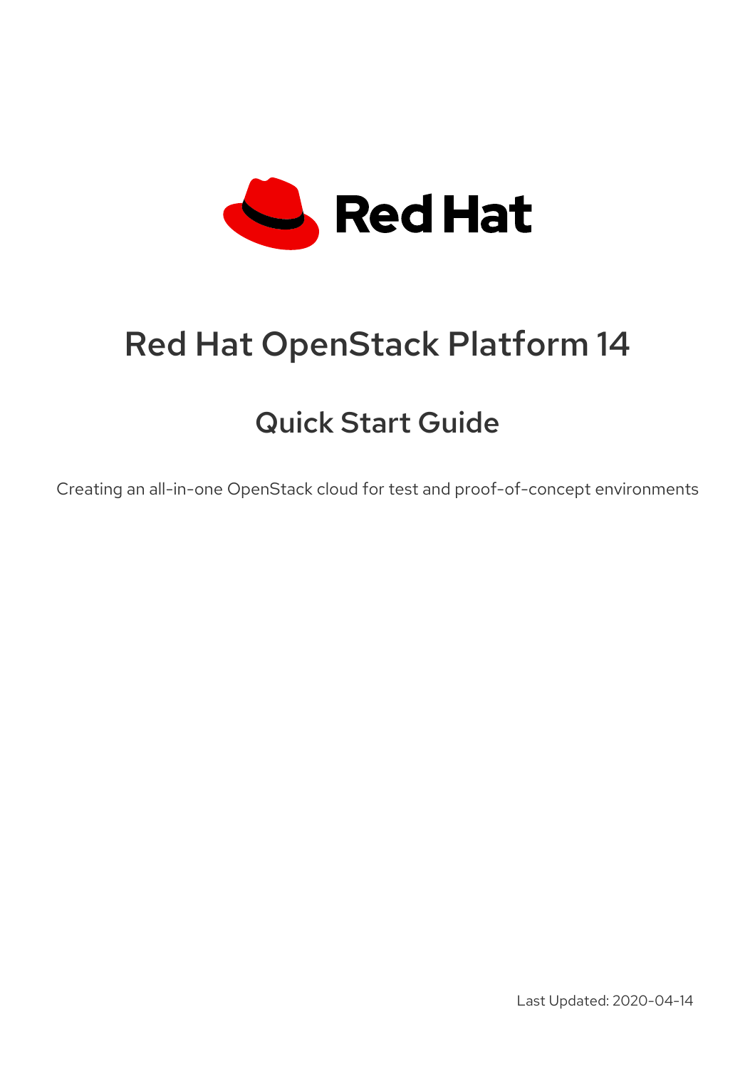# Red Hat OpenStack Platform 14

## Quick Start Guide

Creating an all-in-one OpenStack cloud for test and proof-of-concept environments

Last Updated: 2020-04-14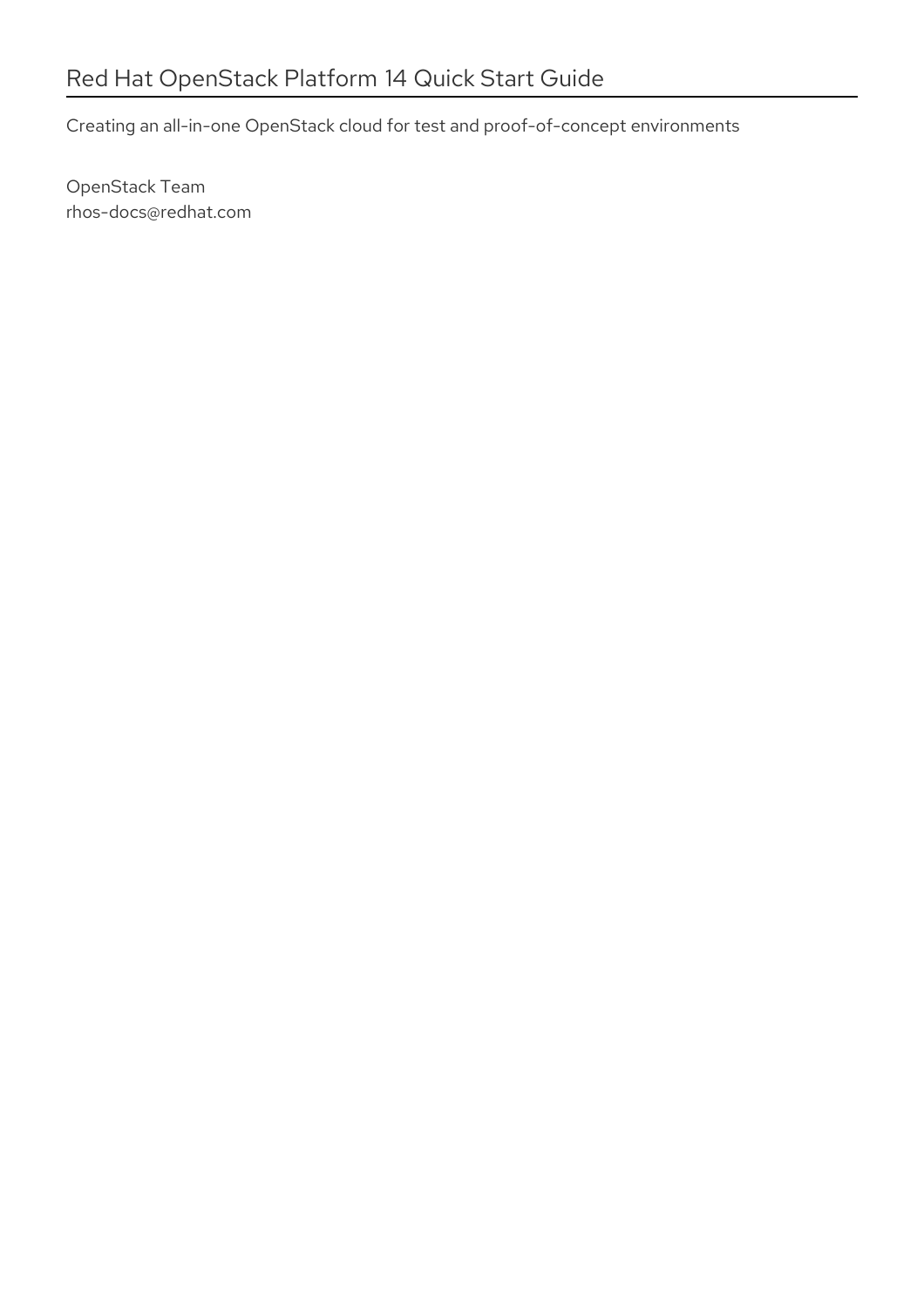# Red Hat OpenStack Platform 14 Quick Start Guide

Creating an all-in-one OpenStack cloud for test and proof-of-concept environments

OpenStack Team
rhos-docs@redhat.com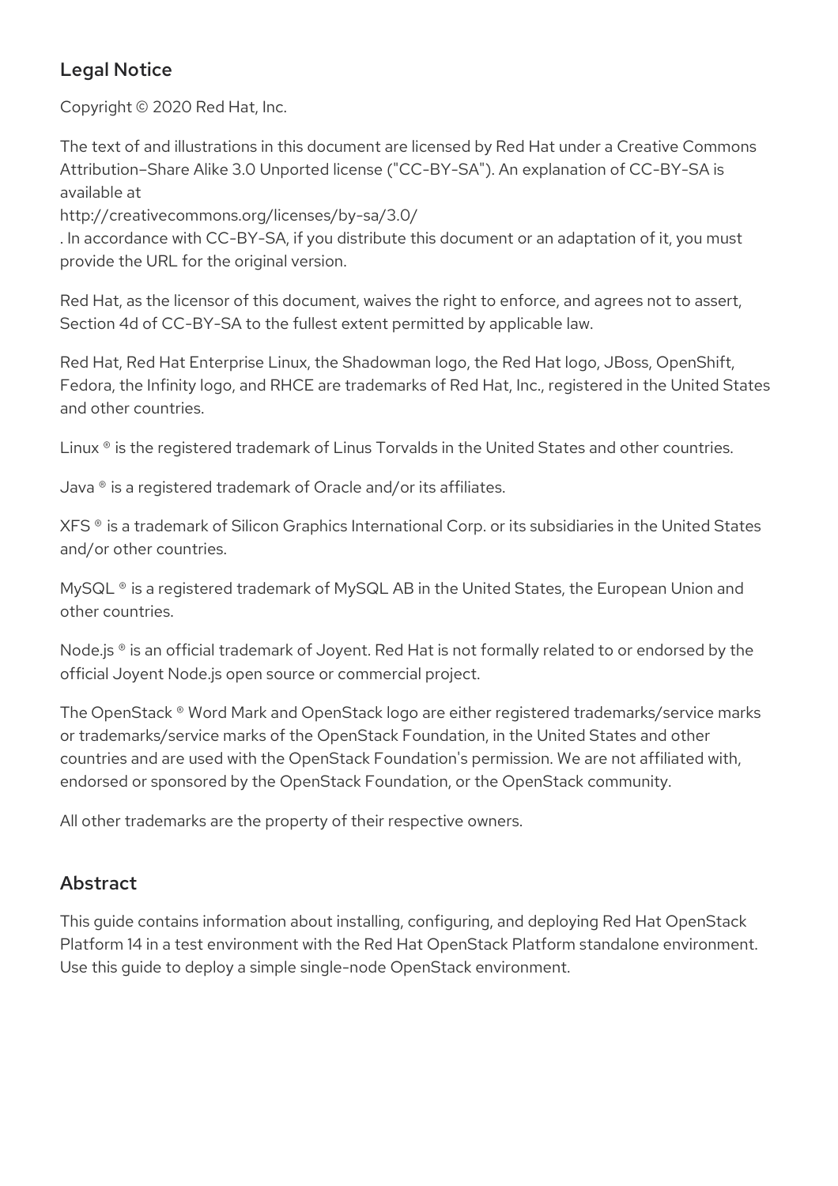## Legal Notice

Copyright © 2020 Red Hat, Inc.

The text of and illustrations in this document are licensed by Red Hat under a Creative Commons Attribution–Share Alike 3.0 Unported license ("CC-BY-SA"). An explanation of CC-BY-SA is available at
http://creativecommons.org/licenses/by-sa/3.0/
. In accordance with CC-BY-SA, if you distribute this document or an adaptation of it, you must provide the URL for the original version.

Red Hat, as the licensor of this document, waives the right to enforce, and agrees not to assert, Section 4d of CC-BY-SA to the fullest extent permitted by applicable law.

Red Hat, Red Hat Enterprise Linux, the Shadowman logo, the Red Hat logo, JBoss, OpenShift, Fedora, the Infinity logo, and RHCE are trademarks of Red Hat, Inc., registered in the United States and other countries.

Linux ® is the registered trademark of Linus Torvalds in the United States and other countries.

Java ® is a registered trademark of Oracle and/or its affiliates.

XFS ® is a trademark of Silicon Graphics International Corp. or its subsidiaries in the United States and/or other countries.

MySQL ® is a registered trademark of MySQL AB in the United States, the European Union and other countries.

Node.js ® is an official trademark of Joyent. Red Hat is not formally related to or endorsed by the official Joyent Node.js open source or commercial project.

The OpenStack ® Word Mark and OpenStack logo are either registered trademarks/service marks or trademarks/service marks of the OpenStack Foundation, in the United States and other countries and are used with the OpenStack Foundation's permission. We are not affiliated with, endorsed or sponsored by the OpenStack Foundation, or the OpenStack community.

All other trademarks are the property of their respective owners.

## Abstract

This guide contains information about installing, configuring, and deploying Red Hat OpenStack Platform 14 in a test environment with the Red Hat OpenStack Platform standalone environment. Use this guide to deploy a simple single-node OpenStack environment.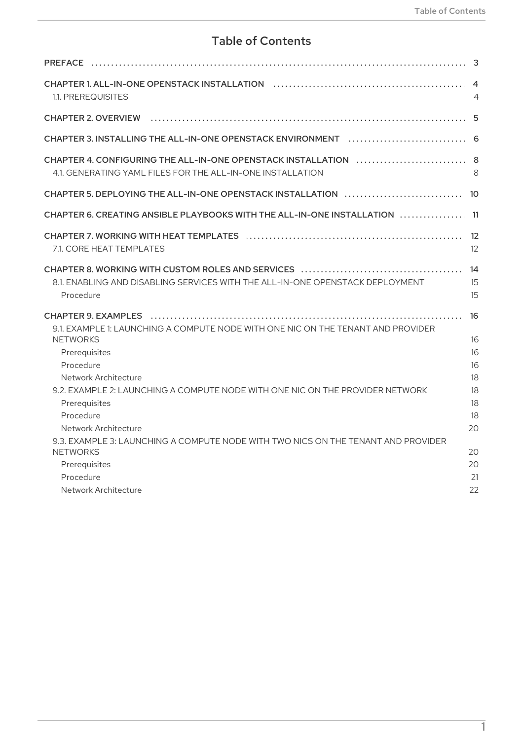# Table of Contents

| | |
|---|---|
| PREFACE | 3 |
| CHAPTER 1. ALL-IN-ONE OPENSTACK INSTALLATION | 4 |
| 1.1. PREREQUISITES | 4 |
| CHAPTER 2. OVERVIEW | 5 |
| CHAPTER 3. INSTALLING THE ALL-IN-ONE OPENSTACK ENVIRONMENT | 6 |
| CHAPTER 4. CONFIGURING THE ALL-IN-ONE OPENSTACK INSTALLATION | 8 |
| 4.1. GENERATING YAML FILES FOR THE ALL-IN-ONE INSTALLATION | 8 |
| CHAPTER 5. DEPLOYING THE ALL-IN-ONE OPENSTACK INSTALLATION | 10 |
| CHAPTER 6. CREATING ANSIBLE PLAYBOOKS WITH THE ALL-IN-ONE INSTALLATION | 11 |
| CHAPTER 7. WORKING WITH HEAT TEMPLATES | 12 |
| 7.1. CORE HEAT TEMPLATES | 12 |
| CHAPTER 8. WORKING WITH CUSTOM ROLES AND SERVICES | 14 |
| 8.1. ENABLING AND DISABLING SERVICES WITH THE ALL-IN-ONE OPENSTACK DEPLOYMENT | 15 |
| Procedure | 15 |
| CHAPTER 9. EXAMPLES | 16 |
| 9.1. EXAMPLE 1: LAUNCHING A COMPUTE NODE WITH ONE NIC ON THE TENANT AND PROVIDER NETWORKS | 16 |
| Prerequisites | 16 |
| Procedure | 16 |
| Network Architecture | 18 |
| 9.2. EXAMPLE 2: LAUNCHING A COMPUTE NODE WITH ONE NIC ON THE PROVIDER NETWORK | 18 |
| Prerequisites | 18 |
| Procedure | 18 |
| Network Architecture | 20 |
| 9.3. EXAMPLE 3: LAUNCHING A COMPUTE NODE WITH TWO NICS ON THE TENANT AND PROVIDER NETWORKS | 20 |
| Prerequisites | 20 |
| Procedure | 21 |
| Network Architecture | 22 |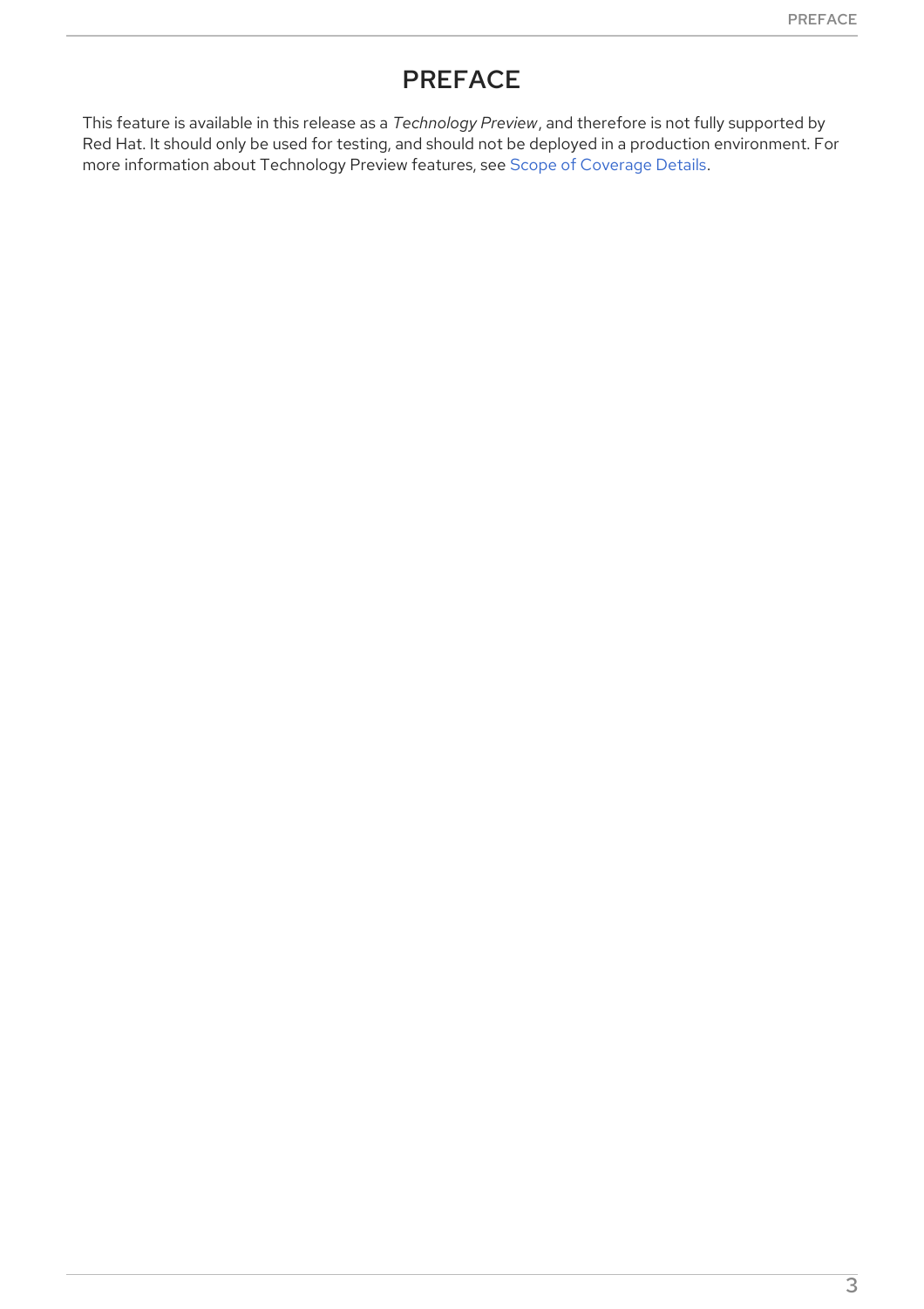# PREFACE

This feature is available in this release as a *Technology Preview*, and therefore is not fully supported by Red Hat. It should only be used for testing, and should not be deployed in a production environment. For more information about Technology Preview features, see Scope of Coverage Details.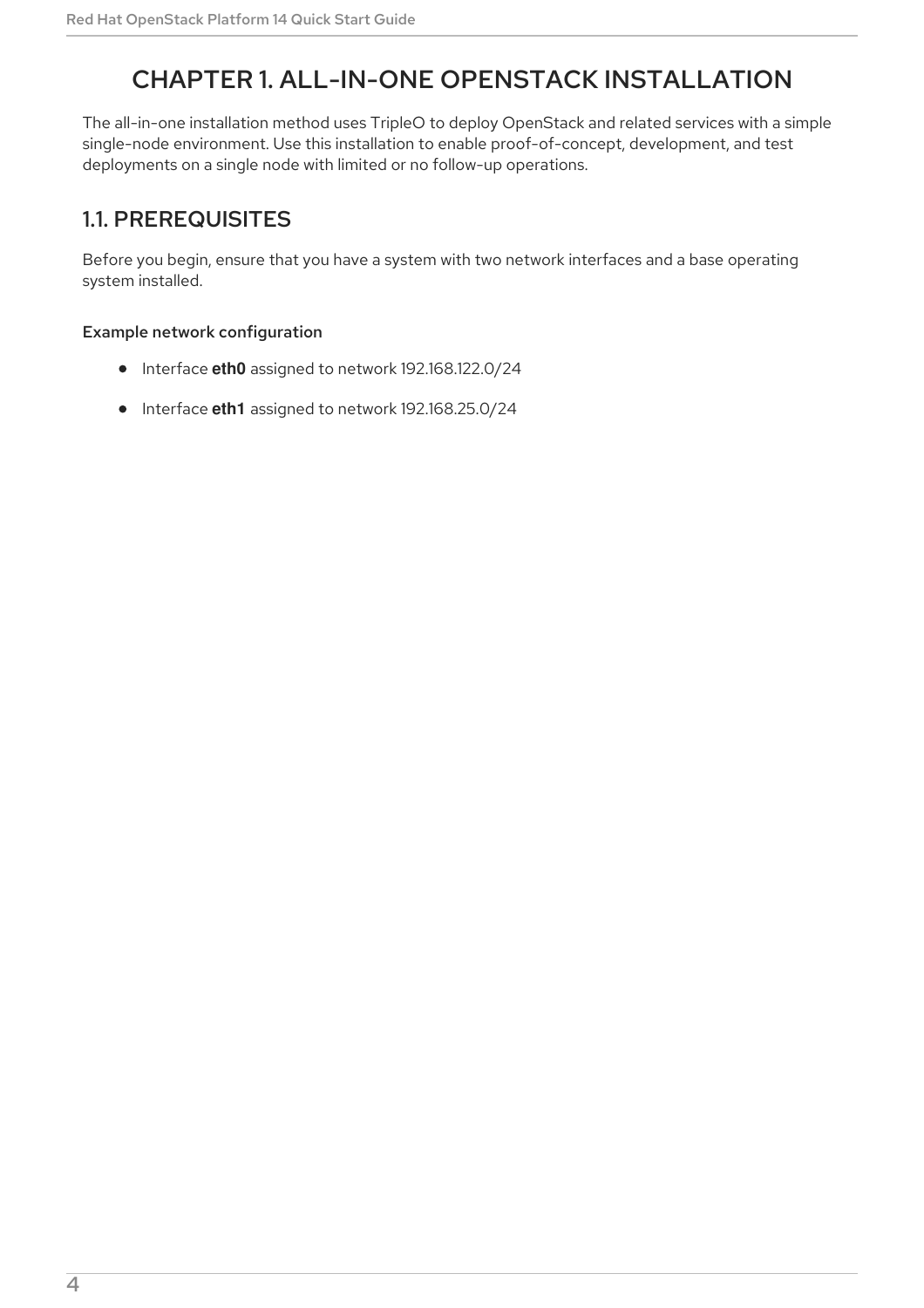# CHAPTER 1. ALL-IN-ONE OPENSTACK INSTALLATION

The all-in-one installation method uses TripleO to deploy OpenStack and related services with a simple single-node environment. Use this installation to enable proof-of-concept, development, and test deployments on a single node with limited or no follow-up operations.

## 1.1. PREREQUISITES

Before you begin, ensure that you have a system with two network interfaces and a base operating system installed.

#### Example network configuration

- Interface **eth0** assigned to network 192.168.122.0/24
- Interface **eth1** assigned to network 192.168.25.0/24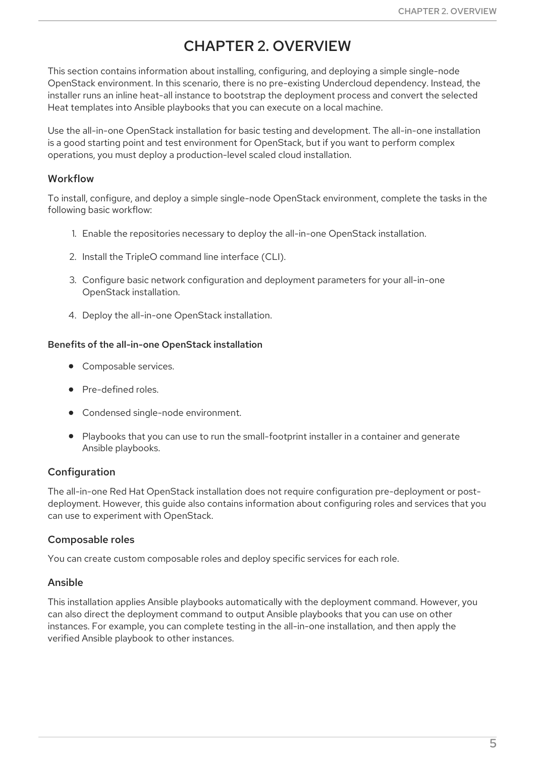# CHAPTER 2. OVERVIEW

This section contains information about installing, configuring, and deploying a simple single-node OpenStack environment. In this scenario, there is no pre-existing Undercloud dependency. Instead, the installer runs an inline heat-all instance to bootstrap the deployment process and convert the selected Heat templates into Ansible playbooks that you can execute on a local machine.

Use the all-in-one OpenStack installation for basic testing and development. The all-in-one installation is a good starting point and test environment for OpenStack, but if you want to perform complex operations, you must deploy a production-level scaled cloud installation.

## Workflow

To install, configure, and deploy a simple single-node OpenStack environment, complete the tasks in the following basic workflow:

1. Enable the repositories necessary to deploy the all-in-one OpenStack installation.
2. Install the TripleO command line interface (CLI).
3. Configure basic network configuration and deployment parameters for your all-in-one OpenStack installation.
4. Deploy the all-in-one OpenStack installation.

### Benefits of the all-in-one OpenStack installation

- Composable services.
- Pre-defined roles.
- Condensed single-node environment.
- Playbooks that you can use to run the small-footprint installer in a container and generate Ansible playbooks.

## Configuration

The all-in-one Red Hat OpenStack installation does not require configuration pre-deployment or post-deployment. However, this guide also contains information about configuring roles and services that you can use to experiment with OpenStack.

## Composable roles

You can create custom composable roles and deploy specific services for each role.

## Ansible

This installation applies Ansible playbooks automatically with the deployment command. However, you can also direct the deployment command to output Ansible playbooks that you can use on other instances. For example, you can complete testing in the all-in-one installation, and then apply the verified Ansible playbook to other instances.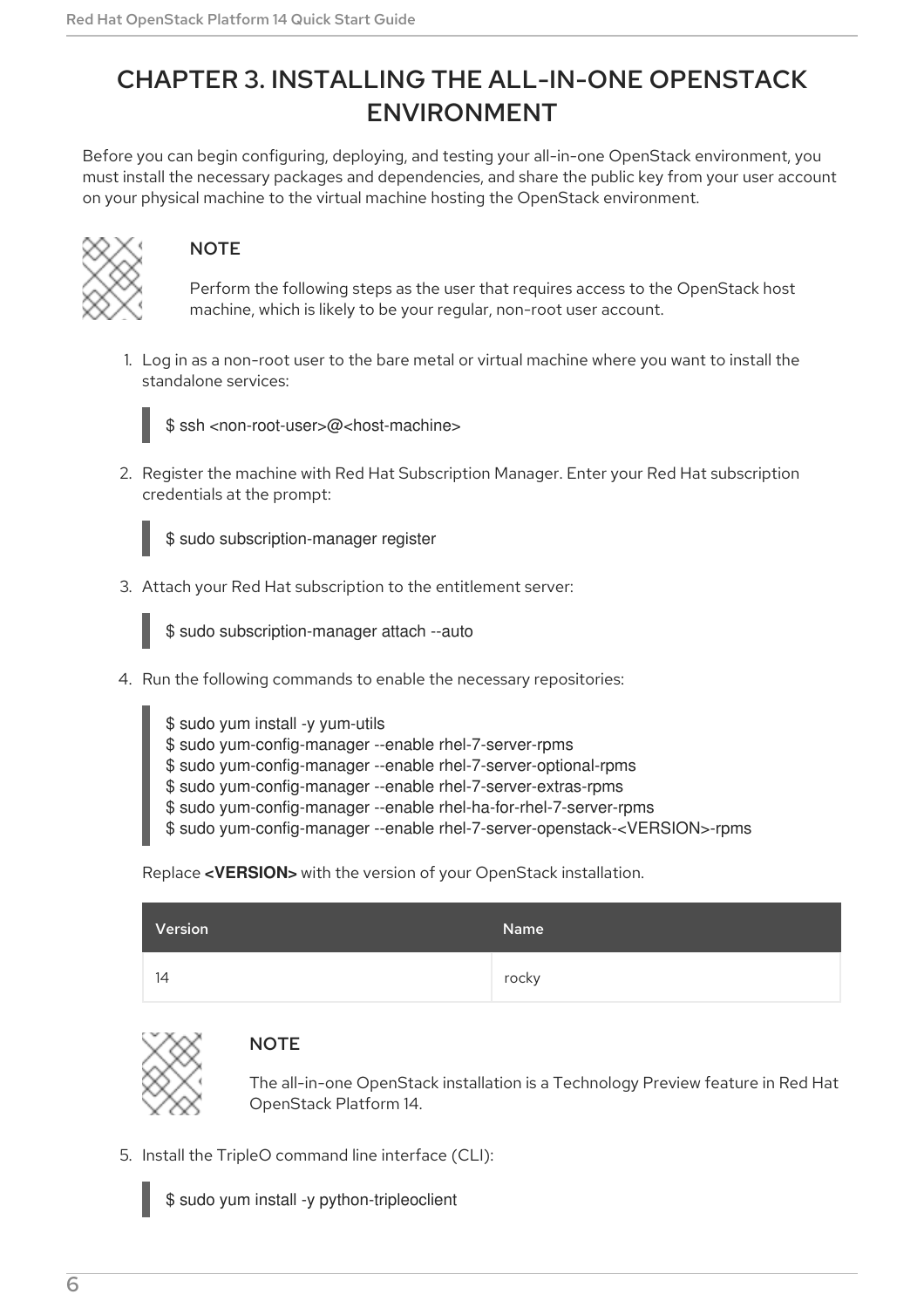# CHAPTER 3. INSTALLING THE ALL-IN-ONE OPENSTACK ENVIRONMENT

Before you can begin configuring, deploying, and testing your all-in-one OpenStack environment, you must install the necessary packages and dependencies, and share the public key from your user account on your physical machine to the virtual machine hosting the OpenStack environment.

> **NOTE**
>
> Perform the following steps as the user that requires access to the OpenStack host machine, which is likely to be your regular, non-root user account.

1. Log in as a non-root user to the bare metal or virtual machine where you want to install the standalone services:

   ```
   $ ssh <non-root-user>@<host-machine>
   ```

2. Register the machine with Red Hat Subscription Manager. Enter your Red Hat subscription credentials at the prompt:

   ```
   $ sudo subscription-manager register
   ```

3. Attach your Red Hat subscription to the entitlement server:

   ```
   $ sudo subscription-manager attach --auto
   ```

4. Run the following commands to enable the necessary repositories:

   ```
   $ sudo yum install -y yum-utils
   $ sudo yum-config-manager --enable rhel-7-server-rpms
   $ sudo yum-config-manager --enable rhel-7-server-optional-rpms
   $ sudo yum-config-manager --enable rhel-7-server-extras-rpms
   $ sudo yum-config-manager --enable rhel-ha-for-rhel-7-server-rpms
   $ sudo yum-config-manager --enable rhel-7-server-openstack-<VERSION>-rpms
   ```

   Replace **<VERSION>** with the version of your OpenStack installation.

   | Version | Name |
   | --- | --- |
   | 14 | rocky |

   > **NOTE**
   >
   > The all-in-one OpenStack installation is a Technology Preview feature in Red Hat OpenStack Platform 14.

5. Install the TripleO command line interface (CLI):

   ```
   $ sudo yum install -y python-tripleoclient
   ```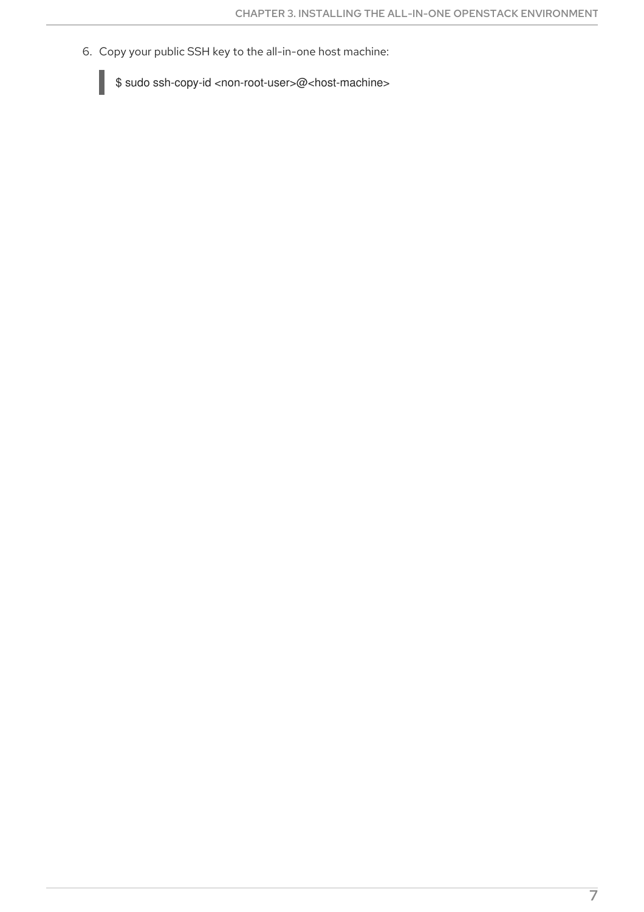6. Copy your public SSH key to the all-in-one host machine:

```
$ sudo ssh-copy-id <non-root-user>@<host-machine>
```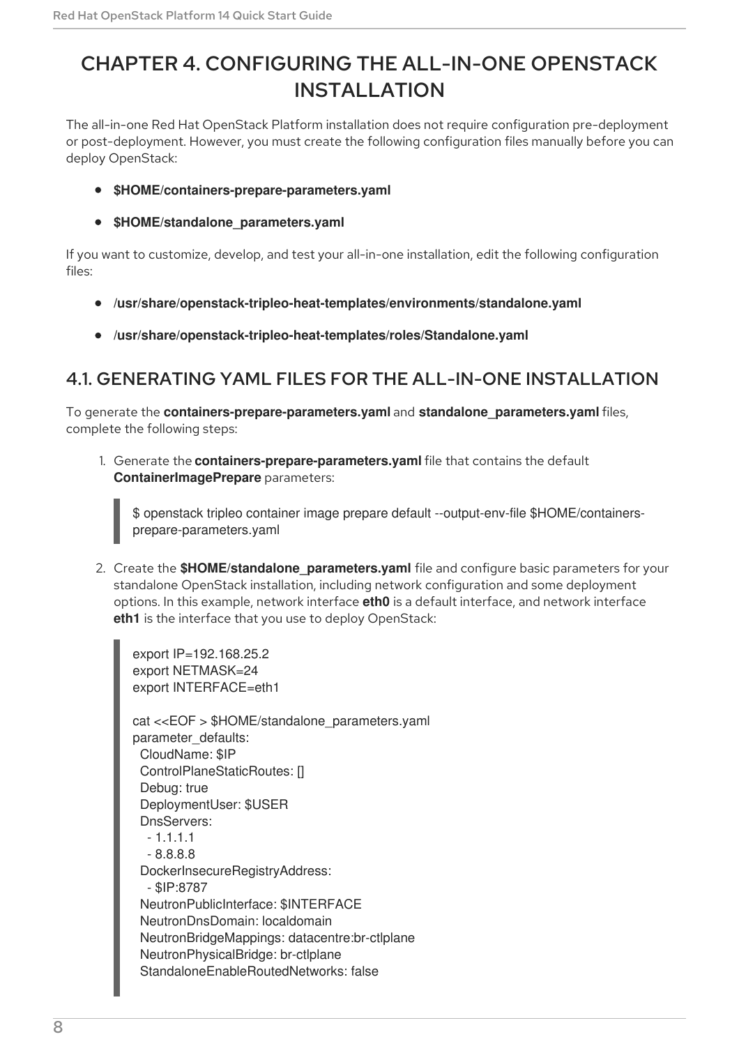# CHAPTER 4. CONFIGURING THE ALL-IN-ONE OPENSTACK INSTALLATION

The all-in-one Red Hat OpenStack Platform installation does not require configuration pre-deployment or post-deployment. However, you must create the following configuration files manually before you can deploy OpenStack:

- **$HOME/containers-prepare-parameters.yaml**
- **$HOME/standalone_parameters.yaml**

If you want to customize, develop, and test your all-in-one installation, edit the following configuration files:

- **/usr/share/openstack-tripleo-heat-templates/environments/standalone.yaml**
- **/usr/share/openstack-tripleo-heat-templates/roles/Standalone.yaml**

## 4.1. GENERATING YAML FILES FOR THE ALL-IN-ONE INSTALLATION

To generate the **containers-prepare-parameters.yaml** and **standalone_parameters.yaml** files, complete the following steps:

1. Generate the **containers-prepare-parameters.yaml** file that contains the default **ContainerImagePrepare** parameters:

```
$ openstack tripleo container image prepare default --output-env-file $HOME/containers-prepare-parameters.yaml
```

2. Create the **$HOME/standalone_parameters.yaml** file and configure basic parameters for your standalone OpenStack installation, including network configuration and some deployment options. In this example, network interface **eth0** is a default interface, and network interface **eth1** is the interface that you use to deploy OpenStack:

```
export IP=192.168.25.2
export NETMASK=24
export INTERFACE=eth1

cat <<EOF > $HOME/standalone_parameters.yaml
parameter_defaults:
  CloudName: $IP
  ControlPlaneStaticRoutes: []
  Debug: true
  DeploymentUser: $USER
  DnsServers:
    - 1.1.1.1
    - 8.8.8.8
  DockerInsecureRegistryAddress:
    - $IP:8787
  NeutronPublicInterface: $INTERFACE
  NeutronDnsDomain: localdomain
  NeutronBridgeMappings: datacentre:br-ctlplane
  NeutronPhysicalBridge: br-ctlplane
  StandaloneEnableRoutedNetworks: false
```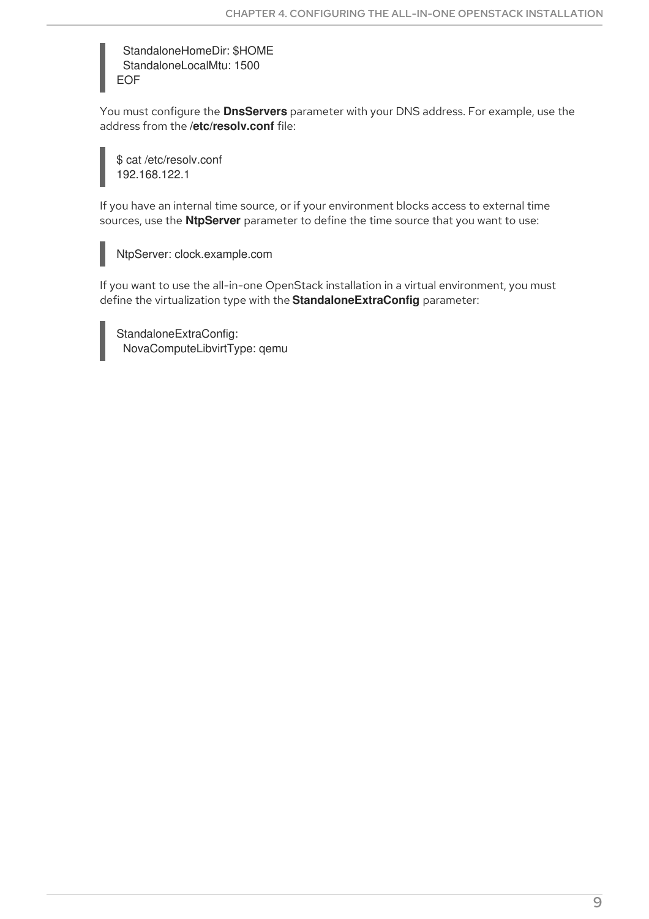```
  StandaloneHomeDir: $HOME
  StandaloneLocalMtu: 1500
EOF
```

You must configure the **DnsServers** parameter with your DNS address. For example, use the address from the **/etc/resolv.conf** file:

```
$ cat /etc/resolv.conf
192.168.122.1
```

If you have an internal time source, or if your environment blocks access to external time sources, use the **NtpServer** parameter to define the time source that you want to use:

```
NtpServer: clock.example.com
```

If you want to use the all-in-one OpenStack installation in a virtual environment, you must define the virtualization type with the **StandaloneExtraConfig** parameter:

```
StandaloneExtraConfig:
  NovaComputeLibvirtType: qemu
```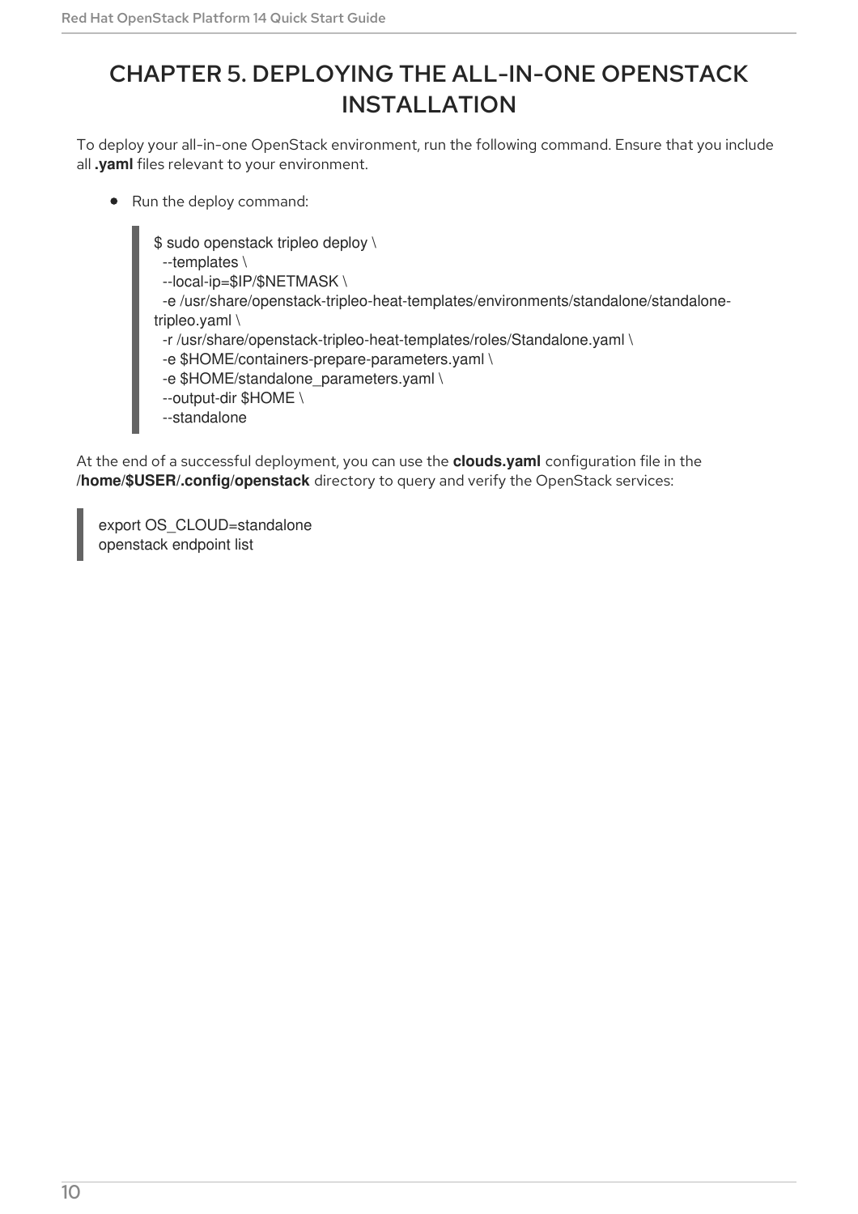# CHAPTER 5. DEPLOYING THE ALL-IN-ONE OPENSTACK INSTALLATION

To deploy your all-in-one OpenStack environment, run the following command. Ensure that you include all **.yaml** files relevant to your environment.

- Run the deploy command:

```
$ sudo openstack tripleo deploy \
  --templates \
  --local-ip=$IP/$NETMASK \
  -e /usr/share/openstack-tripleo-heat-templates/environments/standalone/standalone-tripleo.yaml \
  -r /usr/share/openstack-tripleo-heat-templates/roles/Standalone.yaml \
  -e $HOME/containers-prepare-parameters.yaml \
  -e $HOME/standalone_parameters.yaml \
  --output-dir $HOME \
  --standalone
```

At the end of a successful deployment, you can use the **clouds.yaml** configuration file in the **/home/$USER/.config/openstack** directory to query and verify the OpenStack services:

```
export OS_CLOUD=standalone
openstack endpoint list
```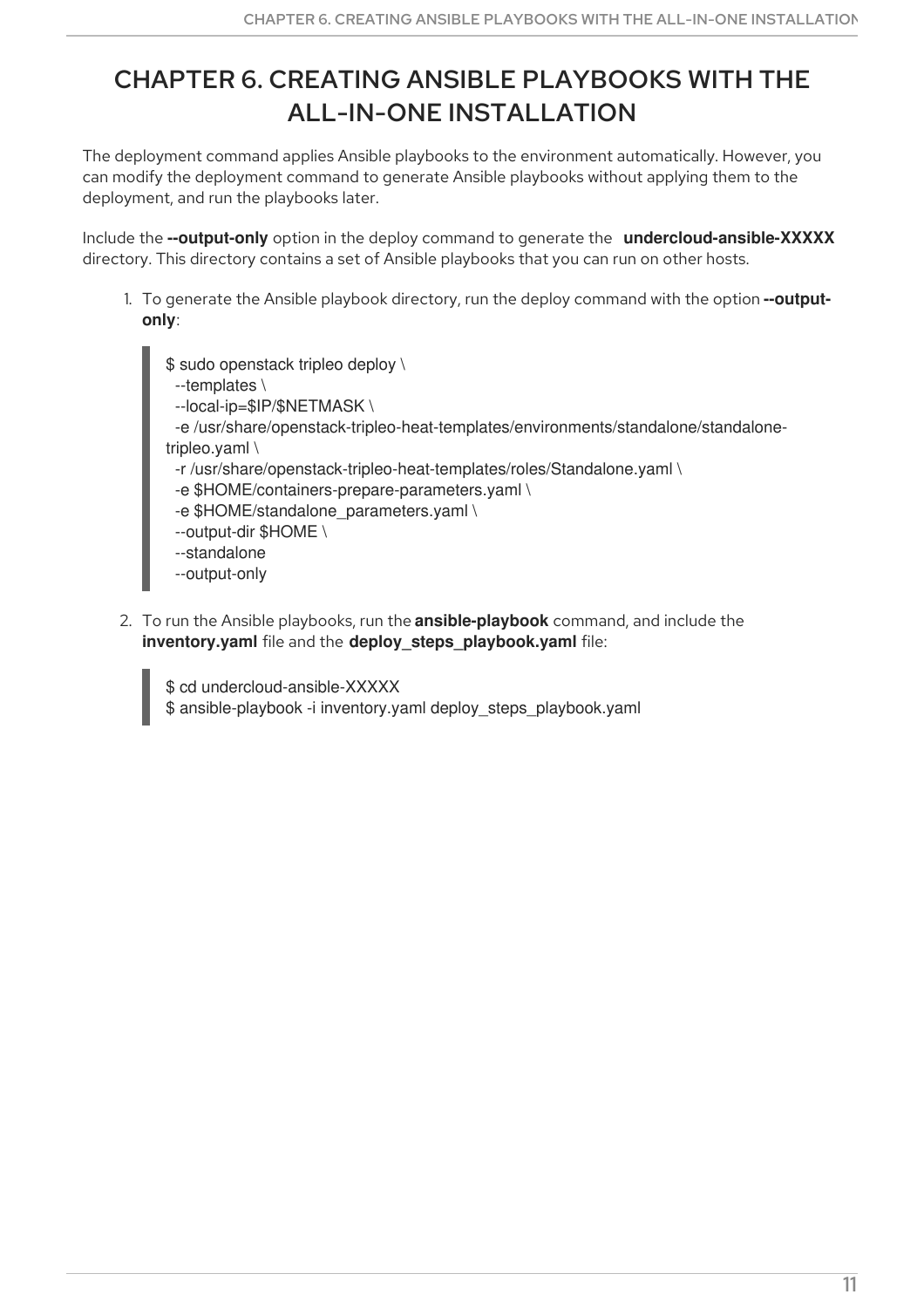# CHAPTER 6. CREATING ANSIBLE PLAYBOOKS WITH THE ALL-IN-ONE INSTALLATION

The deployment command applies Ansible playbooks to the environment automatically. However, you can modify the deployment command to generate Ansible playbooks without applying them to the deployment, and run the playbooks later.

Include the **--output-only** option in the deploy command to generate the **undercloud-ansible-XXXXX** directory. This directory contains a set of Ansible playbooks that you can run on other hosts.

1. To generate the Ansible playbook directory, run the deploy command with the option **--output-only**:

```
$ sudo openstack tripleo deploy \
  --templates \
  --local-ip=$IP/$NETMASK \
  -e /usr/share/openstack-tripleo-heat-templates/environments/standalone/standalone-tripleo.yaml \
  -r /usr/share/openstack-tripleo-heat-templates/roles/Standalone.yaml \
  -e $HOME/containers-prepare-parameters.yaml \
  -e $HOME/standalone_parameters.yaml \
  --output-dir $HOME \
  --standalone
  --output-only
```

2. To run the Ansible playbooks, run the **ansible-playbook** command, and include the **inventory.yaml** file and the **deploy_steps_playbook.yaml** file:

```
$ cd undercloud-ansible-XXXXX
$ ansible-playbook -i inventory.yaml deploy_steps_playbook.yaml
```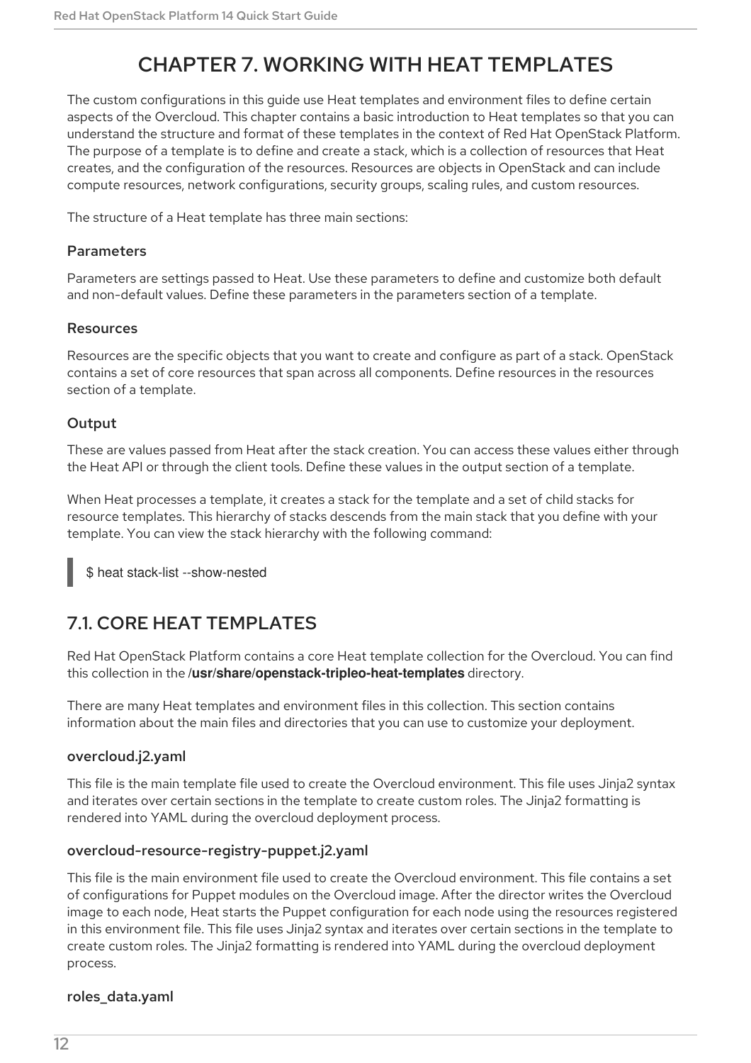# CHAPTER 7. WORKING WITH HEAT TEMPLATES

The custom configurations in this guide use Heat templates and environment files to define certain aspects of the Overcloud. This chapter contains a basic introduction to Heat templates so that you can understand the structure and format of these templates in the context of Red Hat OpenStack Platform. The purpose of a template is to define and create a stack, which is a collection of resources that Heat creates, and the configuration of the resources. Resources are objects in OpenStack and can include compute resources, network configurations, security groups, scaling rules, and custom resources.

The structure of a Heat template has three main sections:

### Parameters

Parameters are settings passed to Heat. Use these parameters to define and customize both default and non-default values. Define these parameters in the parameters section of a template.

### Resources

Resources are the specific objects that you want to create and configure as part of a stack. OpenStack contains a set of core resources that span across all components. Define resources in the resources section of a template.

### Output

These are values passed from Heat after the stack creation. You can access these values either through the Heat API or through the client tools. Define these values in the output section of a template.

When Heat processes a template, it creates a stack for the template and a set of child stacks for resource templates. This hierarchy of stacks descends from the main stack that you define with your template. You can view the stack hierarchy with the following command:

```
$ heat stack-list --show-nested
```

## 7.1. CORE HEAT TEMPLATES

Red Hat OpenStack Platform contains a core Heat template collection for the Overcloud. You can find this collection in the **/usr/share/openstack-tripleo-heat-templates** directory.

There are many Heat templates and environment files in this collection. This section contains information about the main files and directories that you can use to customize your deployment.

### overcloud.j2.yaml

This file is the main template file used to create the Overcloud environment. This file uses Jinja2 syntax and iterates over certain sections in the template to create custom roles. The Jinja2 formatting is rendered into YAML during the overcloud deployment process.

### overcloud-resource-registry-puppet.j2.yaml

This file is the main environment file used to create the Overcloud environment. This file contains a set of configurations for Puppet modules on the Overcloud image. After the director writes the Overcloud image to each node, Heat starts the Puppet configuration for each node using the resources registered in this environment file. This file uses Jinja2 syntax and iterates over certain sections in the template to create custom roles. The Jinja2 formatting is rendered into YAML during the overcloud deployment process.

### roles_data.yaml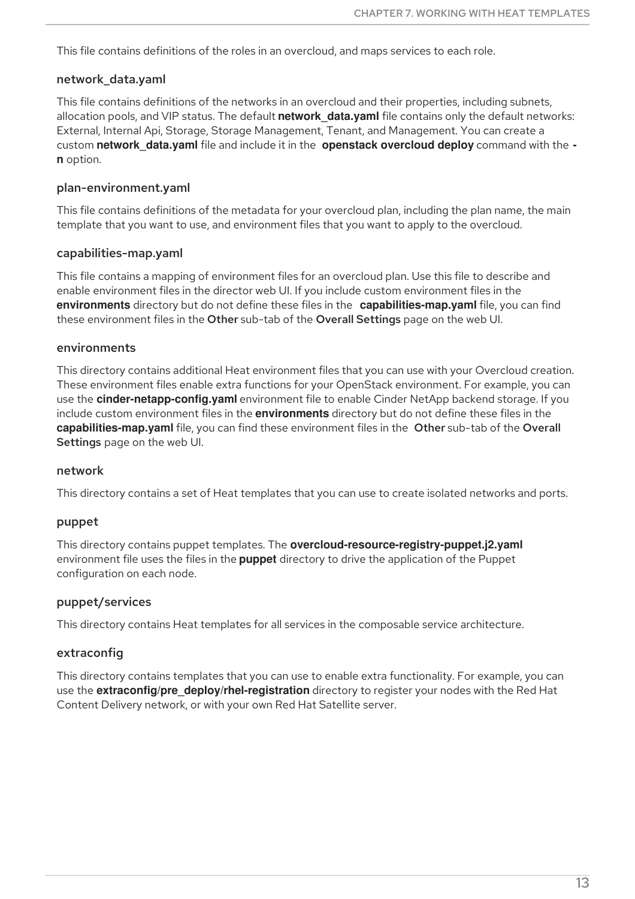This file contains definitions of the roles in an overcloud, and maps services to each role.

### network_data.yaml

This file contains definitions of the networks in an overcloud and their properties, including subnets, allocation pools, and VIP status. The default **network_data.yaml** file contains only the default networks: External, Internal Api, Storage, Storage Management, Tenant, and Management. You can create a custom **network_data.yaml** file and include it in the **openstack overcloud deploy** command with the **-n** option.

### plan-environment.yaml

This file contains definitions of the metadata for your overcloud plan, including the plan name, the main template that you want to use, and environment files that you want to apply to the overcloud.

### capabilities-map.yaml

This file contains a mapping of environment files for an overcloud plan. Use this file to describe and enable environment files in the director web UI. If you include custom environment files in the **environments** directory but do not define these files in the **capabilities-map.yaml** file, you can find these environment files in the **Other** sub-tab of the **Overall Settings** page on the web UI.

### environments

This directory contains additional Heat environment files that you can use with your Overcloud creation. These environment files enable extra functions for your OpenStack environment. For example, you can use the **cinder-netapp-config.yaml** environment file to enable Cinder NetApp backend storage. If you include custom environment files in the **environments** directory but do not define these files in the **capabilities-map.yaml** file, you can find these environment files in the **Other** sub-tab of the **Overall Settings** page on the web UI.

### network

This directory contains a set of Heat templates that you can use to create isolated networks and ports.

### puppet

This directory contains puppet templates. The **overcloud-resource-registry-puppet.j2.yaml** environment file uses the files in the **puppet** directory to drive the application of the Puppet configuration on each node.

### puppet/services

This directory contains Heat templates for all services in the composable service architecture.

### extraconfig

This directory contains templates that you can use to enable extra functionality. For example, you can use the **extraconfig/pre_deploy/rhel-registration** directory to register your nodes with the Red Hat Content Delivery network, or with your own Red Hat Satellite server.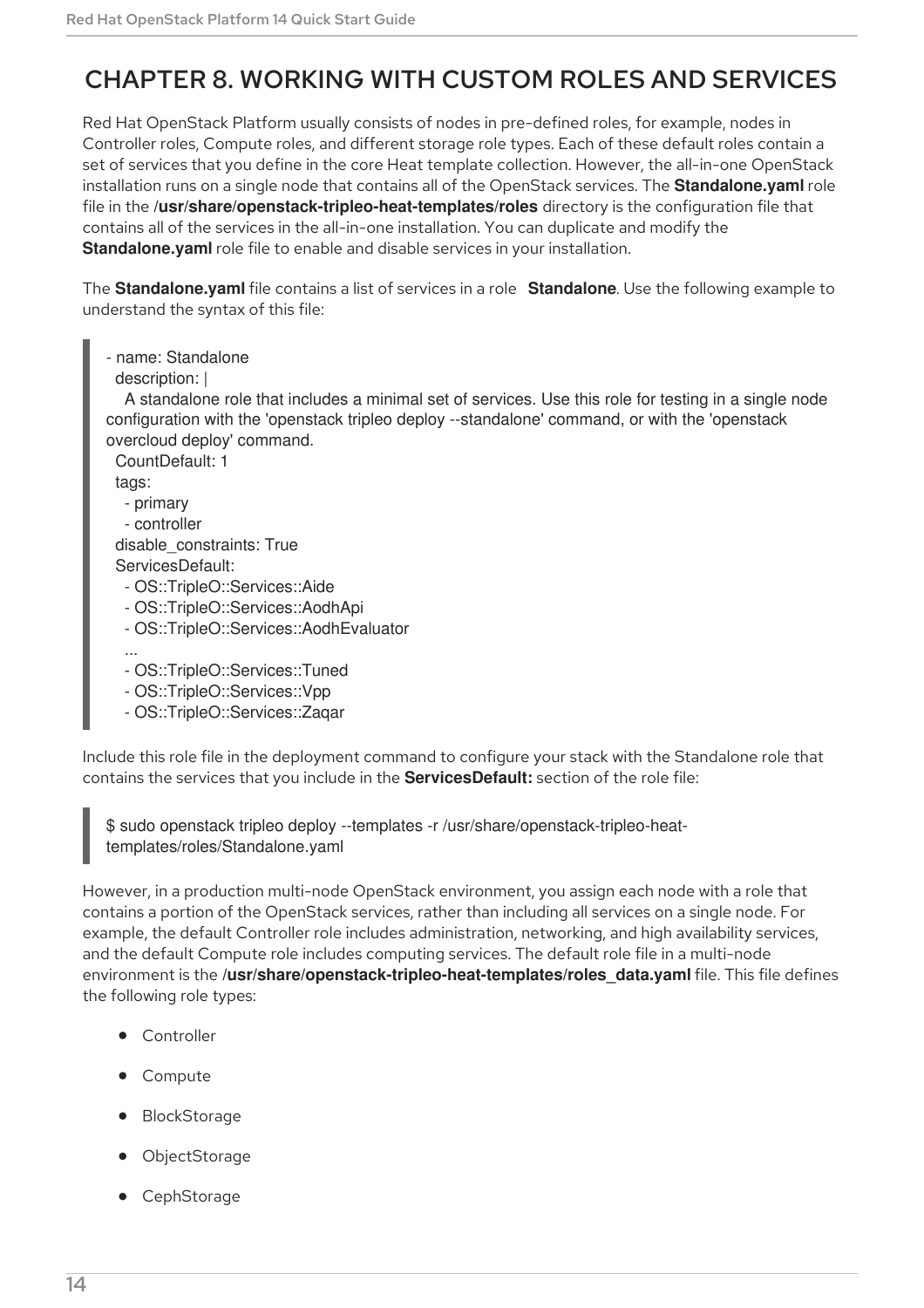# CHAPTER 8. WORKING WITH CUSTOM ROLES AND SERVICES

Red Hat OpenStack Platform usually consists of nodes in pre-defined roles, for example, nodes in Controller roles, Compute roles, and different storage role types. Each of these default roles contain a set of services that you define in the core Heat template collection. However, the all-in-one OpenStack installation runs on a single node that contains all of the OpenStack services. The **Standalone.yaml** role file in the **/usr/share/openstack-tripleo-heat-templates/roles** directory is the configuration file that contains all of the services in the all-in-one installation. You can duplicate and modify the **Standalone.yaml** role file to enable and disable services in your installation.

The **Standalone.yaml** file contains a list of services in a role **Standalone**. Use the following example to understand the syntax of this file:

```
- name: Standalone
  description: |
    A standalone role that includes a minimal set of services. Use this role for testing in a single node
configuration with the 'openstack tripleo deploy --standalone' command, or with the 'openstack
overcloud deploy' command.
  CountDefault: 1
  tags:
    - primary
    - controller
  disable_constraints: True
  ServicesDefault:
    - OS::TripleO::Services::Aide
    - OS::TripleO::Services::AodhApi
    - OS::TripleO::Services::AodhEvaluator
    ...
    - OS::TripleO::Services::Tuned
    - OS::TripleO::Services::Vpp
    - OS::TripleO::Services::Zaqar
```

Include this role file in the deployment command to configure your stack with the Standalone role that contains the services that you include in the **ServicesDefault:** section of the role file:

```
$ sudo openstack tripleo deploy --templates -r /usr/share/openstack-tripleo-heat-
templates/roles/Standalone.yaml
```

However, in a production multi-node OpenStack environment, you assign each node with a role that contains a portion of the OpenStack services, rather than including all services on a single node. For example, the default Controller role includes administration, networking, and high availability services, and the default Compute role includes computing services. The default role file in a multi-node environment is the **/usr/share/openstack-tripleo-heat-templates/roles_data.yaml** file. This file defines the following role types:

- Controller
- Compute
- BlockStorage
- ObjectStorage
- CephStorage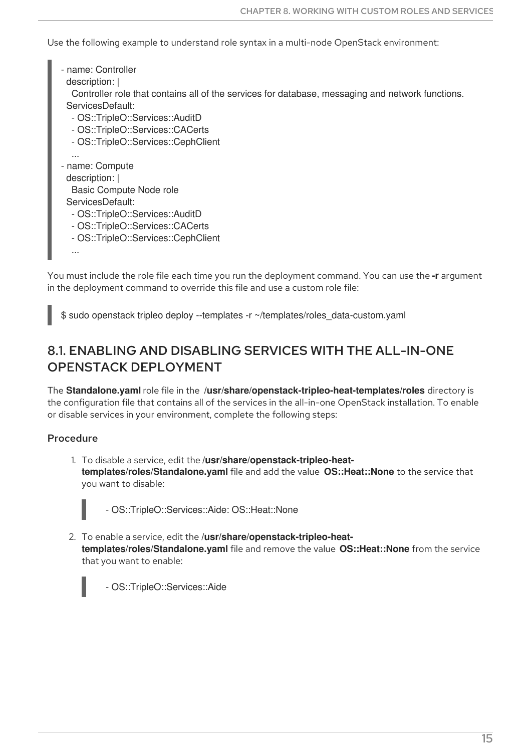Use the following example to understand role syntax in a multi-node OpenStack environment:

```
- name: Controller
  description: |
    Controller role that contains all of the services for database, messaging and network functions.
  ServicesDefault:
    - OS::TripleO::Services::AuditD
    - OS::TripleO::Services::CACerts
    - OS::TripleO::Services::CephClient
    ...
- name: Compute
  description: |
    Basic Compute Node role
  ServicesDefault:
    - OS::TripleO::Services::AuditD
    - OS::TripleO::Services::CACerts
    - OS::TripleO::Services::CephClient
    ...
```

You must include the role file each time you run the deployment command. You can use the **-r** argument in the deployment command to override this file and use a custom role file:

```
$ sudo openstack tripleo deploy --templates -r ~/templates/roles_data-custom.yaml
```

## 8.1. ENABLING AND DISABLING SERVICES WITH THE ALL-IN-ONE OPENSTACK DEPLOYMENT

The **Standalone.yaml** role file in the **/usr/share/openstack-tripleo-heat-templates/roles** directory is the configuration file that contains all of the services in the all-in-one OpenStack installation. To enable or disable services in your environment, complete the following steps:

### Procedure

1. To disable a service, edit the **/usr/share/openstack-tripleo-heat-templates/roles/Standalone.yaml** file and add the value **OS::Heat::None** to the service that you want to disable:

   ```
   - OS::TripleO::Services::Aide: OS::Heat::None
   ```

2. To enable a service, edit the **/usr/share/openstack-tripleo-heat-templates/roles/Standalone.yaml** file and remove the value **OS::Heat::None** from the service that you want to enable:

   ```
   - OS::TripleO::Services::Aide
   ```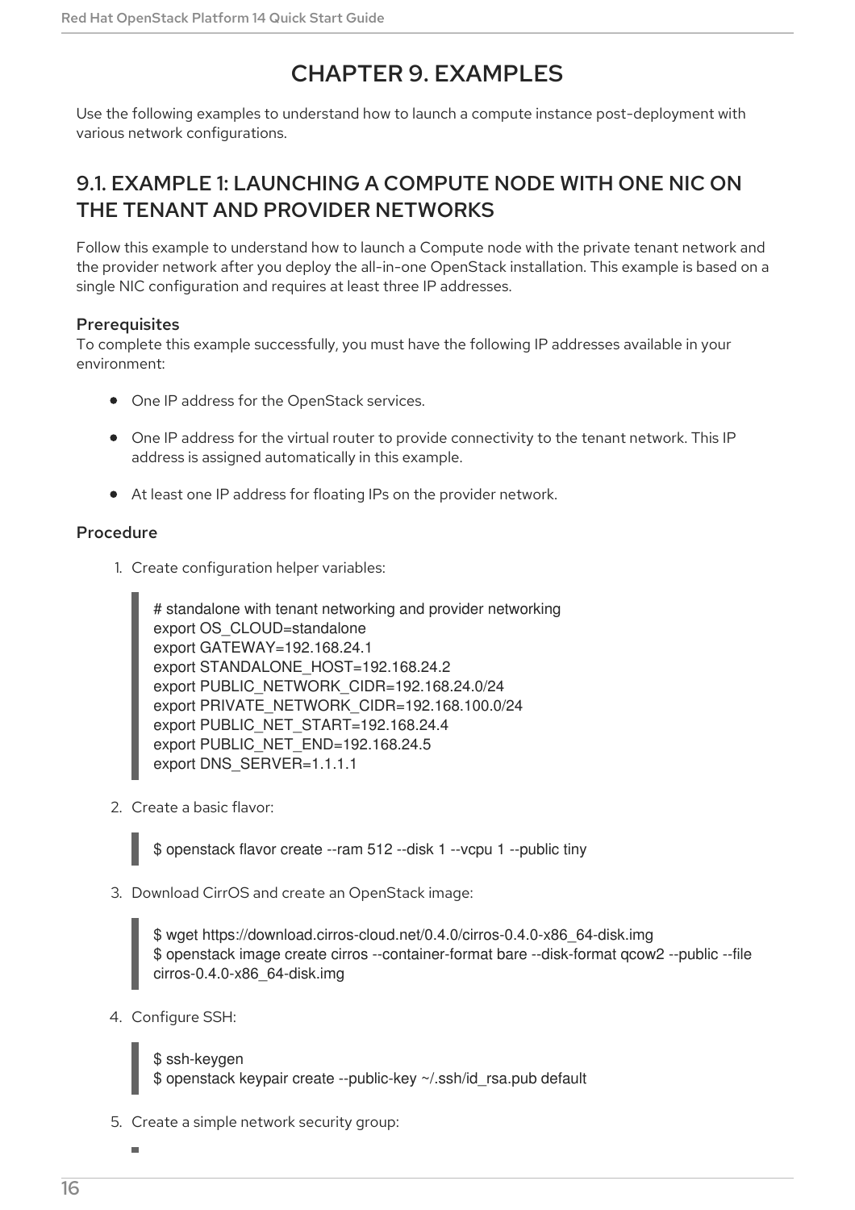# CHAPTER 9. EXAMPLES

Use the following examples to understand how to launch a compute instance post-deployment with various network configurations.

## 9.1. EXAMPLE 1: LAUNCHING A COMPUTE NODE WITH ONE NIC ON THE TENANT AND PROVIDER NETWORKS

Follow this example to understand how to launch a Compute node with the private tenant network and the provider network after you deploy the all-in-one OpenStack installation. This example is based on a single NIC configuration and requires at least three IP addresses.

### Prerequisites

To complete this example successfully, you must have the following IP addresses available in your environment:

- One IP address for the OpenStack services.
- One IP address for the virtual router to provide connectivity to the tenant network. This IP address is assigned automatically in this example.
- At least one IP address for floating IPs on the provider network.

### Procedure

1. Create configuration helper variables:

```
# standalone with tenant networking and provider networking
export OS_CLOUD=standalone
export GATEWAY=192.168.24.1
export STANDALONE_HOST=192.168.24.2
export PUBLIC_NETWORK_CIDR=192.168.24.0/24
export PRIVATE_NETWORK_CIDR=192.168.100.0/24
export PUBLIC_NET_START=192.168.24.4
export PUBLIC_NET_END=192.168.24.5
export DNS_SERVER=1.1.1.1
```

2. Create a basic flavor:

```
$ openstack flavor create --ram 512 --disk 1 --vcpu 1 --public tiny
```

3. Download CirrOS and create an OpenStack image:

```
$ wget https://download.cirros-cloud.net/0.4.0/cirros-0.4.0-x86_64-disk.img
$ openstack image create cirros --container-format bare --disk-format qcow2 --public --file cirros-0.4.0-x86_64-disk.img
```

4. Configure SSH:

```
$ ssh-keygen
$ openstack keypair create --public-key ~/.ssh/id_rsa.pub default
```

5. Create a simple network security group: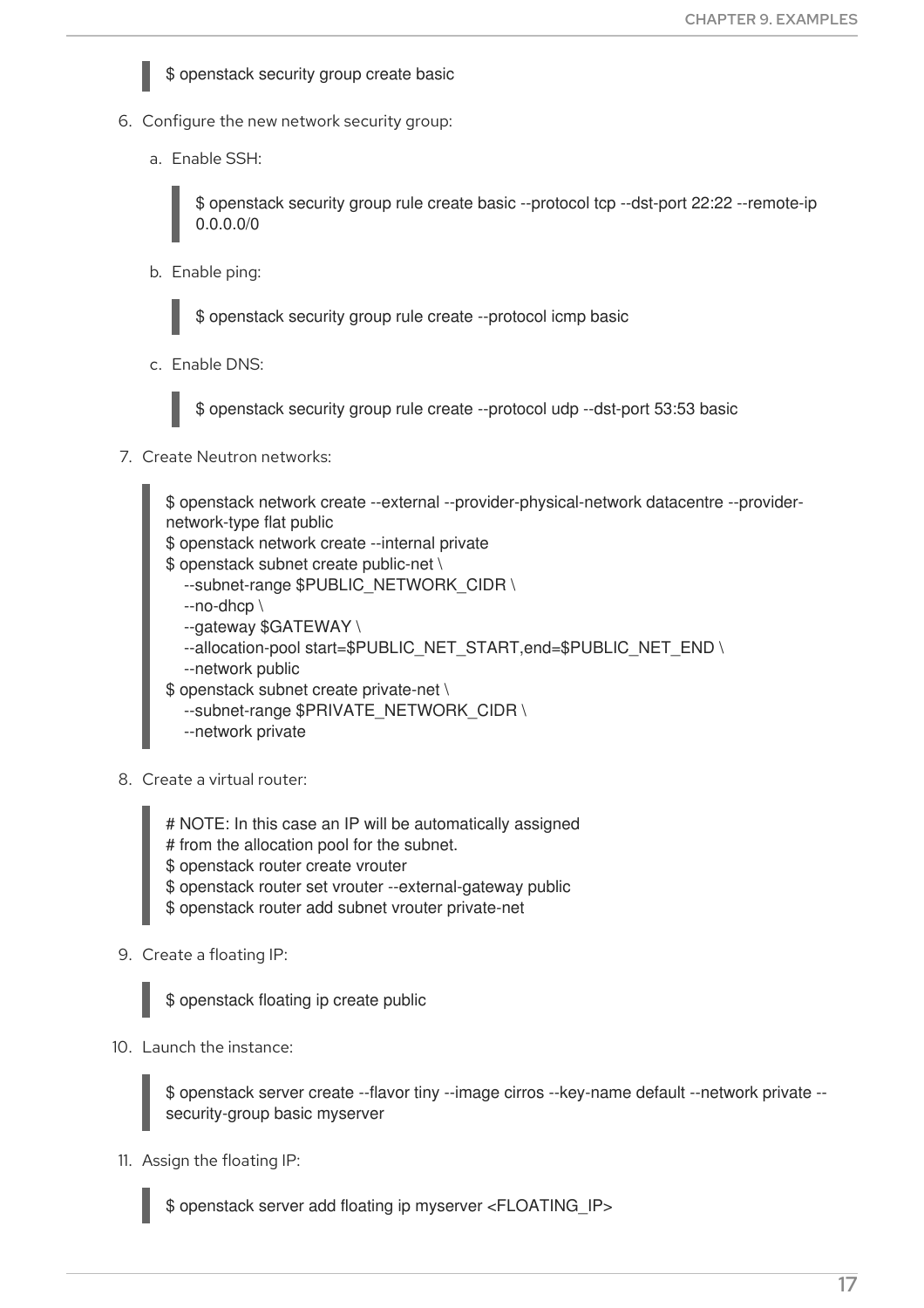```
$ openstack security group create basic
```

6. Configure the new network security group:

    a. Enable SSH:

    ```
    $ openstack security group rule create basic --protocol tcp --dst-port 22:22 --remote-ip 0.0.0.0/0
    ```

    b. Enable ping:

    ```
    $ openstack security group rule create --protocol icmp basic
    ```

    c. Enable DNS:

    ```
    $ openstack security group rule create --protocol udp --dst-port 53:53 basic
    ```

7. Create Neutron networks:

    ```
    $ openstack network create --external --provider-physical-network datacentre --provider-network-type flat public
    $ openstack network create --internal private
    $ openstack subnet create public-net \
       --subnet-range $PUBLIC_NETWORK_CIDR \
       --no-dhcp \
       --gateway $GATEWAY \
       --allocation-pool start=$PUBLIC_NET_START,end=$PUBLIC_NET_END \
       --network public
    $ openstack subnet create private-net \
       --subnet-range $PRIVATE_NETWORK_CIDR \
       --network private
    ```

8. Create a virtual router:

    ```
    # NOTE: In this case an IP will be automatically assigned
    # from the allocation pool for the subnet.
    $ openstack router create vrouter
    $ openstack router set vrouter --external-gateway public
    $ openstack router add subnet vrouter private-net
    ```

9. Create a floating IP:

    ```
    $ openstack floating ip create public
    ```

10. Launch the instance:

    ```
    $ openstack server create --flavor tiny --image cirros --key-name default --network private --security-group basic myserver
    ```

11. Assign the floating IP:

    ```
    $ openstack server add floating ip myserver <FLOATING_IP>
    ```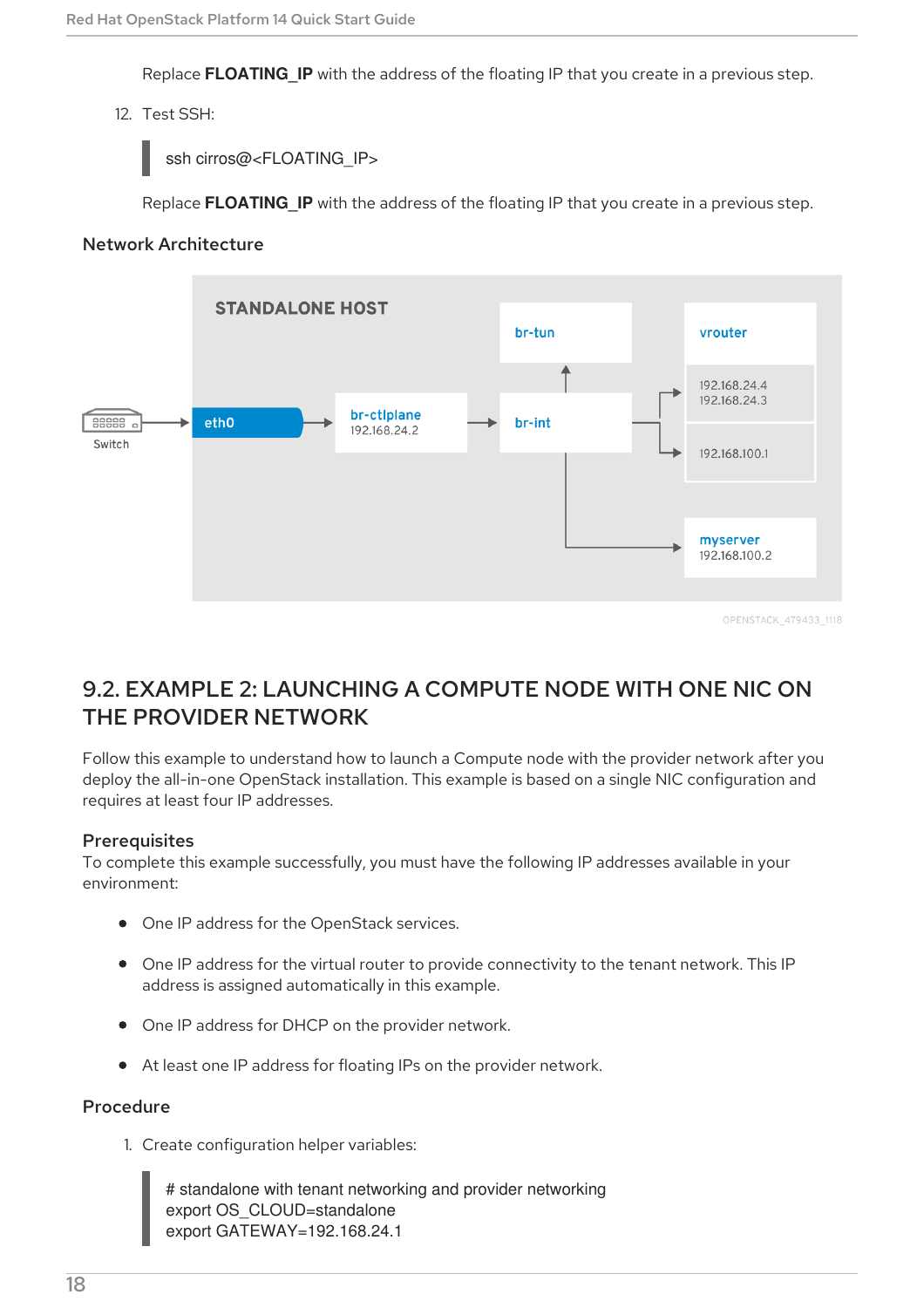Replace **FLOATING_IP** with the address of the floating IP that you create in a previous step.

12. Test SSH:

```
ssh cirros@<FLOATING_IP>
```

Replace **FLOATING_IP** with the address of the floating IP that you create in a previous step.

### Network Architecture

## 9.2. EXAMPLE 2: LAUNCHING A COMPUTE NODE WITH ONE NIC ON THE PROVIDER NETWORK

Follow this example to understand how to launch a Compute node with the provider network after you deploy the all-in-one OpenStack installation. This example is based on a single NIC configuration and requires at least four IP addresses.

### Prerequisites

To complete this example successfully, you must have the following IP addresses available in your environment:

- One IP address for the OpenStack services.
- One IP address for the virtual router to provide connectivity to the tenant network. This IP address is assigned automatically in this example.
- One IP address for DHCP on the provider network.
- At least one IP address for floating IPs on the provider network.

### Procedure

1. Create configuration helper variables:

```
# standalone with tenant networking and provider networking
export OS_CLOUD=standalone
export GATEWAY=192.168.24.1
```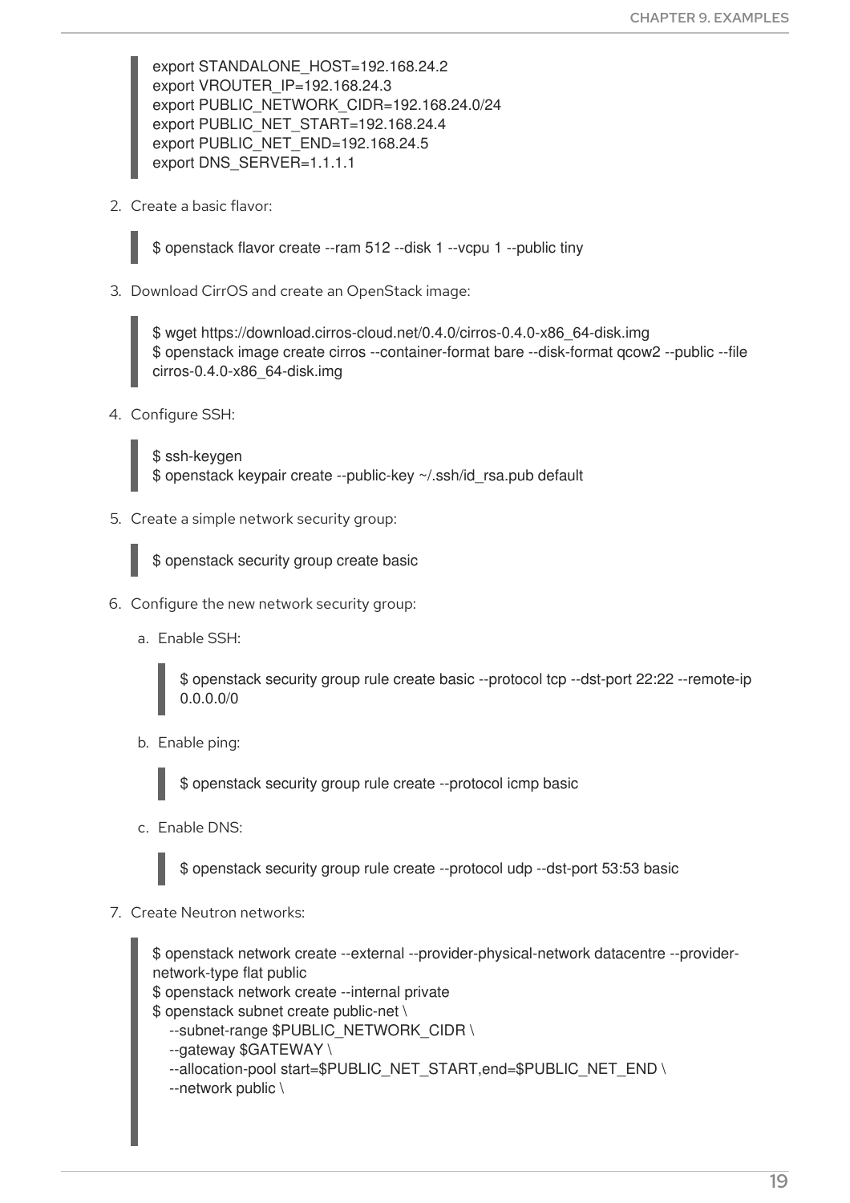```
export STANDALONE_HOST=192.168.24.2
export VROUTER_IP=192.168.24.3
export PUBLIC_NETWORK_CIDR=192.168.24.0/24
export PUBLIC_NET_START=192.168.24.4
export PUBLIC_NET_END=192.168.24.5
export DNS_SERVER=1.1.1.1
```

2. Create a basic flavor:

```
$ openstack flavor create --ram 512 --disk 1 --vcpu 1 --public tiny
```

3. Download CirrOS and create an OpenStack image:

```
$ wget https://download.cirros-cloud.net/0.4.0/cirros-0.4.0-x86_64-disk.img
$ openstack image create cirros --container-format bare --disk-format qcow2 --public --file cirros-0.4.0-x86_64-disk.img
```

4. Configure SSH:

```
$ ssh-keygen
$ openstack keypair create --public-key ~/.ssh/id_rsa.pub default
```

5. Create a simple network security group:

```
$ openstack security group create basic
```

6. Configure the new network security group:

   a. Enable SSH:

   ```
   $ openstack security group rule create basic --protocol tcp --dst-port 22:22 --remote-ip 0.0.0.0/0
   ```

   b. Enable ping:

   ```
   $ openstack security group rule create --protocol icmp basic
   ```

   c. Enable DNS:

   ```
   $ openstack security group rule create --protocol udp --dst-port 53:53 basic
   ```

7. Create Neutron networks:

```
$ openstack network create --external --provider-physical-network datacentre --provider-network-type flat public
$ openstack network create --internal private
$ openstack subnet create public-net \
   --subnet-range $PUBLIC_NETWORK_CIDR \
   --gateway $GATEWAY \
   --allocation-pool start=$PUBLIC_NET_START,end=$PUBLIC_NET_END \
   --network public \
```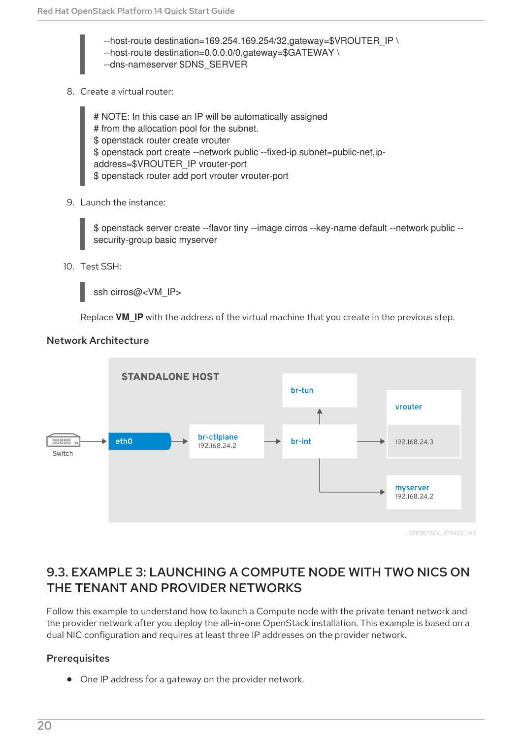```
--host-route destination=169.254.169.254/32,gateway=$VROUTER_IP \
--host-route destination=0.0.0.0/0,gateway=$GATEWAY \
--dns-nameserver $DNS_SERVER
```

8. Create a virtual router:

```
# NOTE: In this case an IP will be automatically assigned
# from the allocation pool for the subnet.
$ openstack router create vrouter
$ openstack port create --network public --fixed-ip subnet=public-net,ip-address=$VROUTER_IP vrouter-port
$ openstack router add port vrouter vrouter-port
```

9. Launch the instance:

```
$ openstack server create --flavor tiny --image cirros --key-name default --network public --security-group basic myserver
```

10. Test SSH:

```
ssh cirros@<VM_IP>
```

Replace **VM_IP** with the address of the virtual machine that you create in the previous step.

### Network Architecture

STANDALONE HOST

Switch → eth0 → br-ctlplane 192.168.24.2 → br-int → vrouter 192.168.24.3; br-int → br-tun; br-int → myserver 192.168.24.2

OPENSTACK_479433_1118

## 9.3. EXAMPLE 3: LAUNCHING A COMPUTE NODE WITH TWO NICS ON THE TENANT AND PROVIDER NETWORKS

Follow this example to understand how to launch a Compute node with the private tenant network and the provider network after you deploy the all-in-one OpenStack installation. This example is based on a dual NIC configuration and requires at least three IP addresses on the provider network.

### Prerequisites

- One IP address for a gateway on the provider network.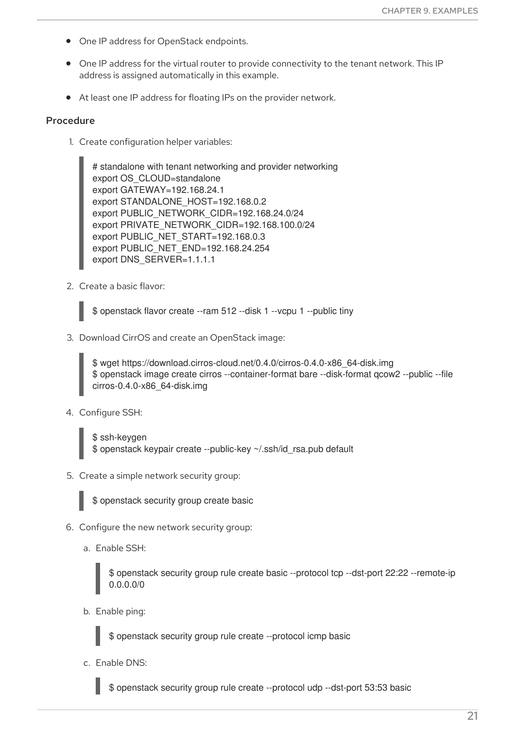- One IP address for OpenStack endpoints.
- One IP address for the virtual router to provide connectivity to the tenant network. This IP address is assigned automatically in this example.
- At least one IP address for floating IPs on the provider network.

### Procedure

1. Create configuration helper variables:

```
# standalone with tenant networking and provider networking
export OS_CLOUD=standalone
export GATEWAY=192.168.24.1
export STANDALONE_HOST=192.168.0.2
export PUBLIC_NETWORK_CIDR=192.168.24.0/24
export PRIVATE_NETWORK_CIDR=192.168.100.0/24
export PUBLIC_NET_START=192.168.0.3
export PUBLIC_NET_END=192.168.24.254
export DNS_SERVER=1.1.1.1
```

2. Create a basic flavor:

```
$ openstack flavor create --ram 512 --disk 1 --vcpu 1 --public tiny
```

3. Download CirrOS and create an OpenStack image:

```
$ wget https://download.cirros-cloud.net/0.4.0/cirros-0.4.0-x86_64-disk.img
$ openstack image create cirros --container-format bare --disk-format qcow2 --public --file cirros-0.4.0-x86_64-disk.img
```

4. Configure SSH:

```
$ ssh-keygen
$ openstack keypair create --public-key ~/.ssh/id_rsa.pub default
```

5. Create a simple network security group:

```
$ openstack security group create basic
```

6. Configure the new network security group:

   a. Enable SSH:

   ```
   $ openstack security group rule create basic --protocol tcp --dst-port 22:22 --remote-ip 0.0.0.0/0
   ```

   b. Enable ping:

   ```
   $ openstack security group rule create --protocol icmp basic
   ```

   c. Enable DNS:

   ```
   $ openstack security group rule create --protocol udp --dst-port 53:53 basic
   ```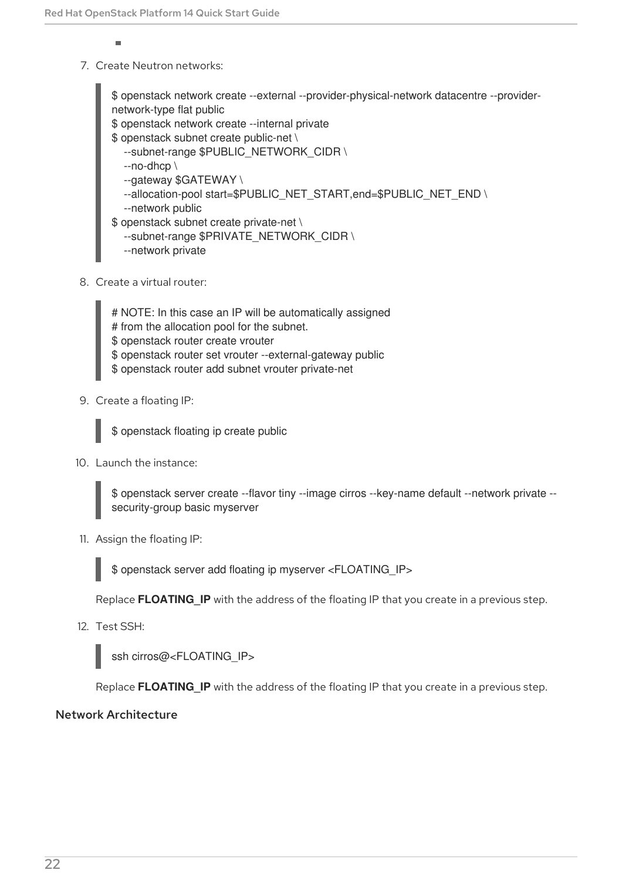7. Create Neutron networks:

```
$ openstack network create --external --provider-physical-network datacentre --provider-network-type flat public
$ openstack network create --internal private
$ openstack subnet create public-net \
   --subnet-range $PUBLIC_NETWORK_CIDR \
   --no-dhcp \
   --gateway $GATEWAY \
   --allocation-pool start=$PUBLIC_NET_START,end=$PUBLIC_NET_END \
   --network public
$ openstack subnet create private-net \
   --subnet-range $PRIVATE_NETWORK_CIDR \
   --network private
```

8. Create a virtual router:

```
# NOTE: In this case an IP will be automatically assigned
# from the allocation pool for the subnet.
$ openstack router create vrouter
$ openstack router set vrouter --external-gateway public
$ openstack router add subnet vrouter private-net
```

9. Create a floating IP:

```
$ openstack floating ip create public
```

10. Launch the instance:

```
$ openstack server create --flavor tiny --image cirros --key-name default --network private --security-group basic myserver
```

11. Assign the floating IP:

```
$ openstack server add floating ip myserver <FLOATING_IP>
```

Replace **FLOATING_IP** with the address of the floating IP that you create in a previous step.

12. Test SSH:

```
ssh cirros@<FLOATING_IP>
```

Replace **FLOATING_IP** with the address of the floating IP that you create in a previous step.

#### Network Architecture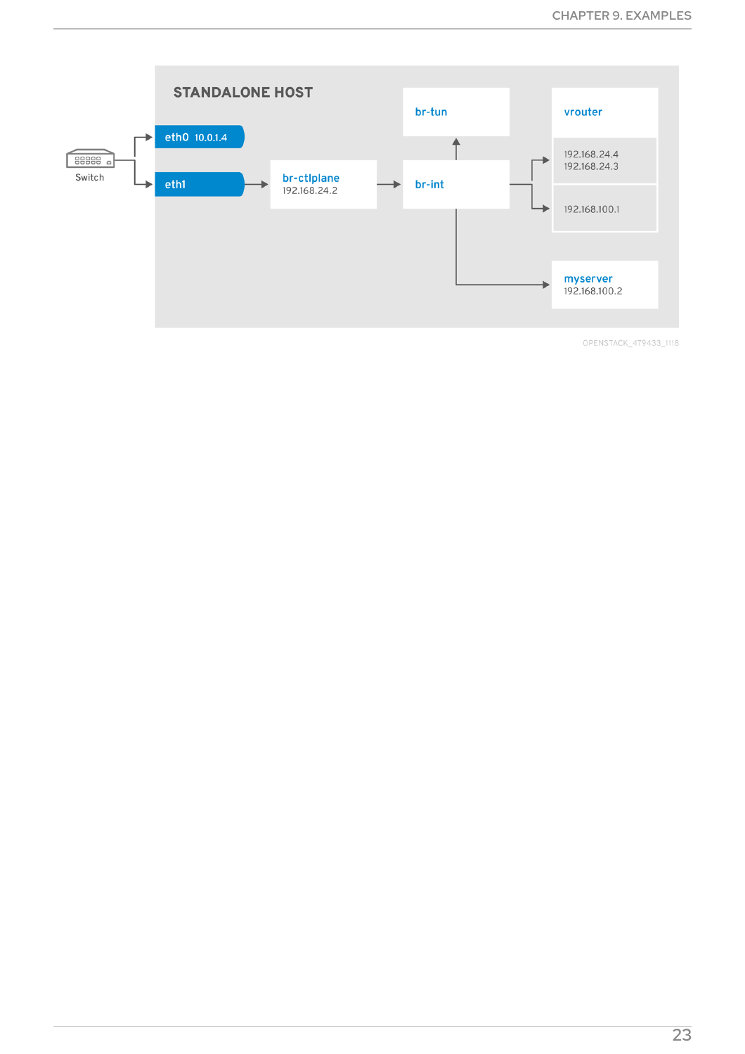STANDALONE HOST

Switch

eth0 10.0.1.4

eth1

br-ctlplane
192.168.24.2

br-tun

br-int

vrouter

192.168.24.4
192.168.24.3

192.168.100.1

myserver
192.168.100.2

OPENSTACK_479433_1118